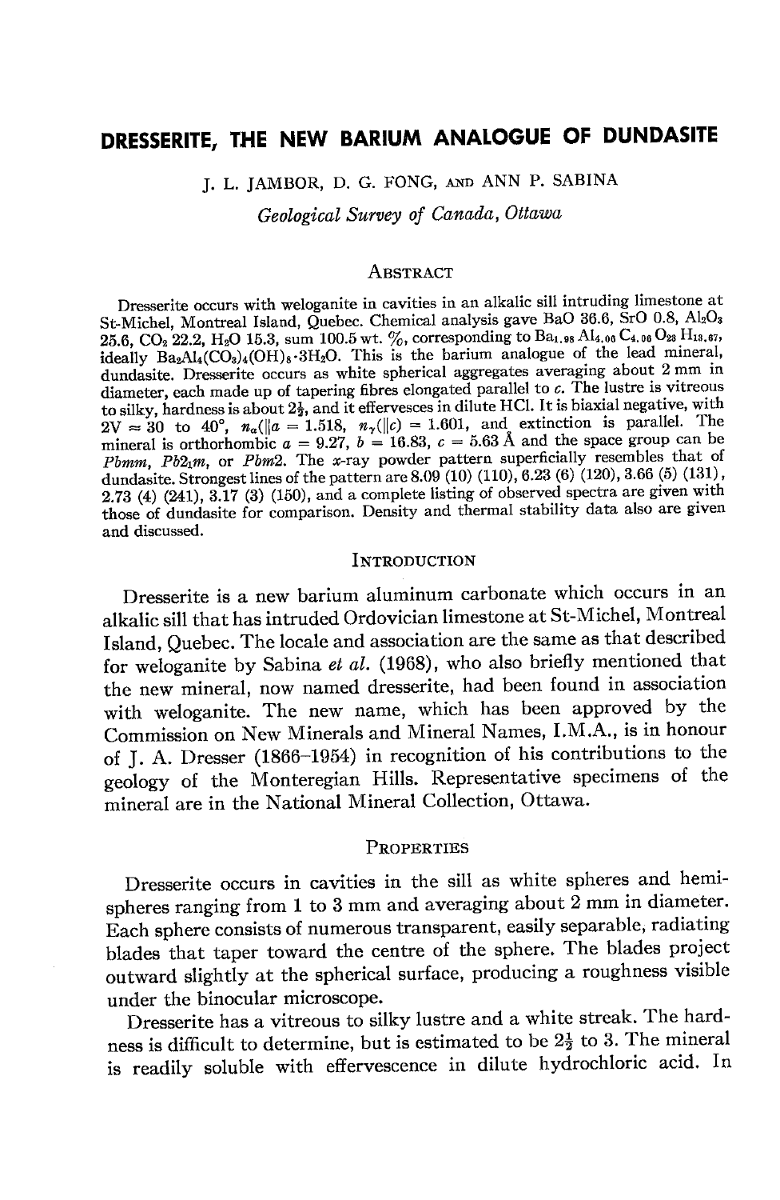# DRESSERITE, THE NEW BARIUM ANALOGUE OF DUNDASITE

J. L. JAMBOR, D. G. FONG, AND ANN P. SABINA

*Geological Survey of Canada, Ottawa*

## Abstract

Dresserite occurs with weloganite in cavities in an alkalic sill intruding limestone at St-Michel, Montreal Island, Quebec. Chemical analysis gave BaO 36.6, SrO 0.8, $Al_2O_3$ 25.6, $CO_2$ 22.2, $H_2O$ 15.3, sum 100.5 wt. %, corresponding to $Ba_{1.98}Al_{4.06}C_{4.06}O_{23}H_{13.67}$, ideally $Ba_2Al_4(CO_3)_4(OH)_8 \cdot 3H_2O$. This is the barium analogue of the lead mineral, dundasite. Dresserite occurs as white spherical aggregates averaging about 2 mm in diameter, each made up of tapering fibres elongated parallel to *c*. The lustre is vitreous to silky, hardness is about 2½, and it effervesces in dilute HCl. It is biaxial negative, with $2V \approx 30$ to $40°$, $n_\alpha(\|a) = 1.518$, $n_\gamma(\|c) = 1.601$, and extinction is parallel. The mineral is orthorhombic $a = 9.27$, $b = 16.83$, $c = 5.63$ Å and the space group can be *Pbmm*, $Pb2_1m$, or *Pbm*2. The *x*-ray powder pattern superficially resembles that of dundasite. Strongest lines of the pattern are 8.09 (10) (110), 6.23 (6) (120), 3.66 (5) (131), 2.73 (4) (241), 3.17 (3) (150), and a complete listing of observed spectra are given with those of dundasite for comparison. Density and thermal stability data also are given and discussed.

## Introduction

Dresserite is a new barium aluminum carbonate which occurs in an alkalic sill that has intruded Ordovician limestone at St-Michel, Montreal Island, Quebec. The locale and association are the same as that described for weloganite by Sabina *et al.* (1968), who also briefly mentioned that the new mineral, now named dresserite, had been found in association with weloganite. The new name, which has been approved by the Commission on New Minerals and Mineral Names, I.M.A., is in honour of J. A. Dresser (1866–1954) in recognition of his contributions to the geology of the Monteregian Hills. Representative specimens of the mineral are in the National Mineral Collection, Ottawa.

## Properties

Dresserite occurs in cavities in the sill as white spheres and hemispheres ranging from 1 to 3 mm and averaging about 2 mm in diameter. Each sphere consists of numerous transparent, easily separable, radiating blades that taper toward the centre of the sphere. The blades project outward slightly at the spherical surface, producing a roughness visible under the binocular microscope.

Dresserite has a vitreous to silky lustre and a white streak. The hardness is difficult to determine, but is estimated to be 2½ to 3. The mineral is readily soluble with effervescence in dilute hydrochloric acid. In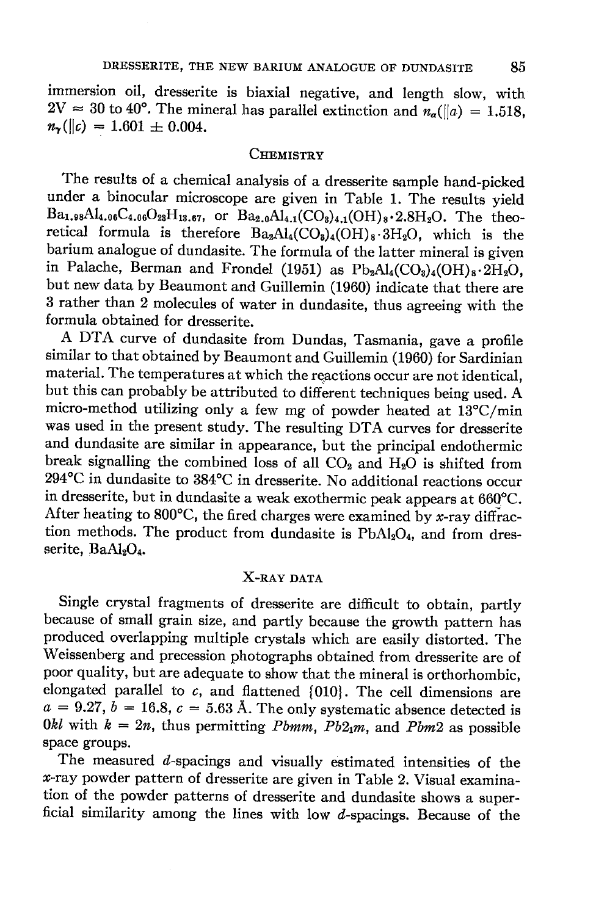immersion oil, dresserite is biaxial negative, and length slow, with $2V \approx 30$ to $40°$. The mineral has parallel extinction and $n_\alpha(\|a) = 1.518$, $n_\gamma(\|c) = 1.601 \pm 0.004$.

## Chemistry

The results of a chemical analysis of a dresserite sample hand-picked under a binocular microscope are given in Table 1. The results yield $Ba_{1.98}Al_{4.06}C_{4.06}O_{23}H_{13.67}$, or $Ba_{2.0}Al_{4.1}(CO_3)_{4.1}(OH)_8 \cdot 2.8H_2O$. The theoretical formula is therefore $Ba_2Al_4(CO_3)_4(OH)_8 \cdot 3H_2O$, which is the barium analogue of dundasite. The formula of the latter mineral is given in Palache, Berman and Frondel (1951) as $Pb_2Al_4(CO_3)_4(OH)_8 \cdot 2H_2O$, but new data by Beaumont and Guillemin (1960) indicate that there are 3 rather than 2 molecules of water in dundasite, thus agreeing with the formula obtained for dresserite.

A DTA curve of dundasite from Dundas, Tasmania, gave a profile similar to that obtained by Beaumont and Guillemin (1960) for Sardinian material. The temperatures at which the reactions occur are not identical, but this can probably be attributed to different techniques being used. A micro-method utilizing only a few mg of powder heated at 13°C/min was used in the present study. The resulting DTA curves for dresserite and dundasite are similar in appearance, but the principal endothermic break signalling the combined loss of all $CO_2$ and $H_2O$ is shifted from 294°C in dundasite to 384°C in dresserite. No additional reactions occur in dresserite, but in dundasite a weak exothermic peak appears at 660°C. After heating to 800°C, the fired charges were examined by *x*-ray diffraction methods. The product from dundasite is $PbAl_2O_4$, and from dresserite, $BaAl_2O_4$.

## X-ray Data

Single crystal fragments of dresserite are difficult to obtain, partly because of small grain size, and partly because the growth pattern has produced overlapping multiple crystals which are easily distorted. The Weissenberg and precession photographs obtained from dresserite are of poor quality, but are adequate to show that the mineral is orthorhombic, elongated parallel to *c*, and flattened {010}. The cell dimensions are $a = 9.27$, $b = 16.8$, $c = 5.63$ Å. The only systematic absence detected is $0kl$ with $k = 2n$, thus permitting *Pbmm*, $Pb2_1m$, and *Pbm*2 as possible space groups.

The measured *d*-spacings and visually estimated intensities of the *x*-ray powder pattern of dresserite are given in Table 2. Visual examination of the powder patterns of dresserite and dundasite shows a superficial similarity among the lines with low *d*-spacings. Because of the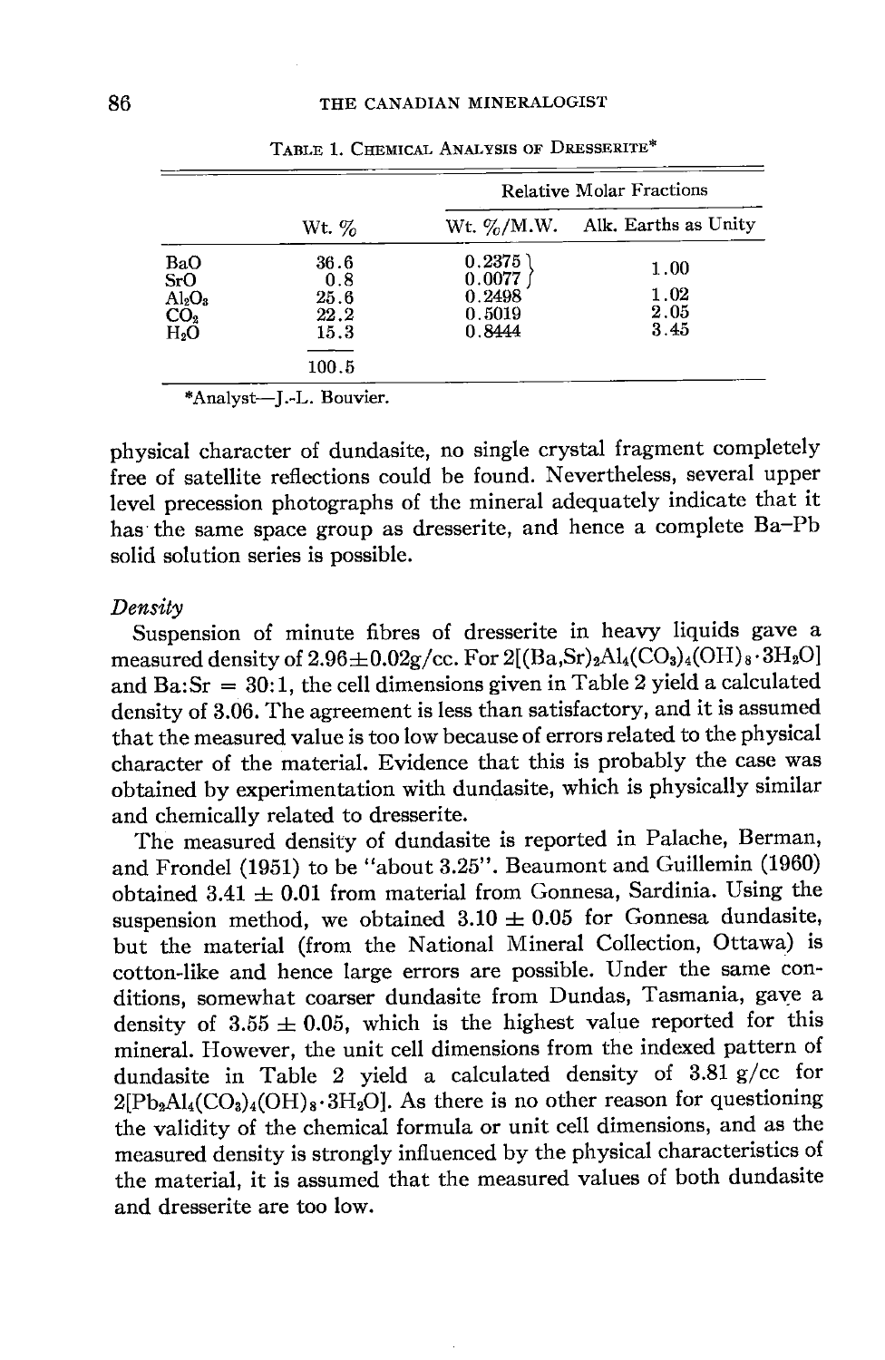TABLE 1. CHEMICAL ANALYSIS OF DRESSERITE*

| | Wt. % | Relative Molar Fractions | |
|---|---|---|---|
| | | Wt. %/M.W. | Alk. Earths as Unity |
| BaO | 36.6 | 0.2375 | 1.00 |
| SrO | 0.8 | 0.0077 | |
| $Al_2O_3$ | 25.6 | 0.2498 | 1.02 |
| $CO_2$ | 22.2 | 0.5019 | 2.05 |
| $H_2O$ | 15.3 | 0.8444 | 3.45 |
| | 100.5 | | |

*Analyst—J.-L. Bouvier.

physical character of dundasite, no single crystal fragment completely free of satellite reflections could be found. Nevertheless, several upper level precession photographs of the mineral adequately indicate that it has the same space group as dresserite, and hence a complete Ba–Pb solid solution series is possible.

*Density*

Suspension of minute fibres of dresserite in heavy liquids gave a measured density of 2.96±0.02g/cc. For $2[(Ba,Sr)_2Al_4(CO_3)_4(OH)_8 \cdot 3H_2O]$ and Ba:Sr = 30:1, the cell dimensions given in Table 2 yield a calculated density of 3.06. The agreement is less than satisfactory, and it is assumed that the measured value is too low because of errors related to the physical character of the material. Evidence that this is probably the case was obtained by experimentation with dundasite, which is physically similar and chemically related to dresserite.

The measured density of dundasite is reported in Palache, Berman, and Frondel (1951) to be "about 3.25". Beaumont and Guillemin (1960) obtained 3.41 ± 0.01 from material from Gonnesa, Sardinia. Using the suspension method, we obtained 3.10 ± 0.05 for Gonnesa dundasite, but the material (from the National Mineral Collection, Ottawa) is cotton-like and hence large errors are possible. Under the same conditions, somewhat coarser dundasite from Dundas, Tasmania, gave a density of 3.55 ± 0.05, which is the highest value reported for this mineral. However, the unit cell dimensions from the indexed pattern of dundasite in Table 2 yield a calculated density of 3.81 g/cc for $2[Pb_2Al_4(CO_3)_4(OH)_8 \cdot 3H_2O]$. As there is no other reason for questioning the validity of the chemical formula or unit cell dimensions, and as the measured density is strongly influenced by the physical characteristics of the material, it is assumed that the measured values of both dundasite and dresserite are too low.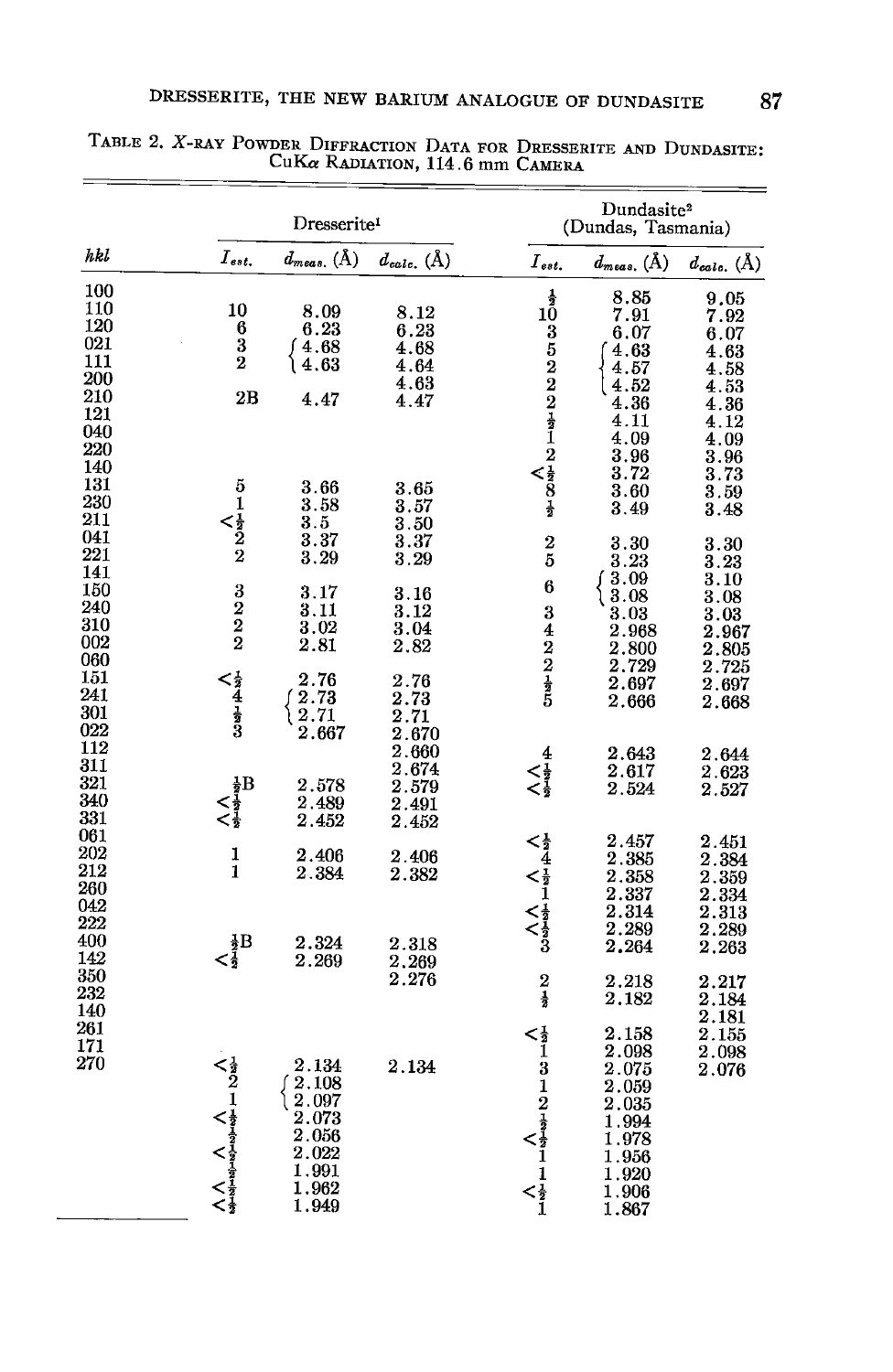TABLE 2. X-RAY POWDER DIFFRACTION DATA FOR DRESSERITE AND DUNDASITE: CuK$\alpha$ RADIATION, 114.6 mm CAMERA

| | Dresserite[1] | | | Dundasite[2] (Dundas, Tasmania) | | |
|---|---|---|---|---|---|---|
| *hkl* | $I_{est.}$ | $d_{meas.}$ (Å) | $d_{calc.}$ (Å) | $I_{est.}$ | $d_{meas.}$ (Å) | $d_{calc.}$ (Å) |
| 100 | | | | ½ | 8.85 | 9.05 |
| 110 | 10 | 8.09 | 8.12 | 10 | 7.91 | 7.92 |
| 120 | 6 | 6.23 | 6.23 | 3 | 6.07 | 6.07 |
| 021 | 3 | 4.68 | 4.68 | 5 | 4.63 | 4.63 |
| 111 | 2 | 4.63 | 4.64 | 2 | 4.57 | 4.58 |
| 200 | | | 4.63 | 2 | 4.52 | 4.53 |
| 210 | 2B | 4.47 | 4.47 | 2 | 4.36 | 4.36 |
| 121 | | | | ½ | 4.11 | 4.12 |
| 040 | | | | 1 | 4.09 | 4.09 |
| 220 | | | | 2 | 3.96 | 3.96 |
| 140 | | | | <½ | 3.72 | 3.73 |
| 131 | 5 | 3.66 | 3.65 | 8 | 3.60 | 3.59 |
| 230 | 1 | 3.58 | 3.57 | ½ | 3.49 | 3.48 |
| 211 | <½ | 3.5 | 3.50 | | | |
| 041 | 2 | 3.37 | 3.37 | 2 | 3.30 | 3.30 |
| 221 | 2 | 3.29 | 3.29 | 5 | 3.23 | 3.23 |
| 141 | | | | 6 | 3.09 | 3.10 |
| 150 | 3 | 3.17 | 3.16 | | 3.08 | 3.08 |
| 240 | 2 | 3.11 | 3.12 | 3 | 3.03 | 3.03 |
| 310 | 2 | 3.02 | 3.04 | 4 | 2.968 | 2.967 |
| 002 | 2 | 2.81 | 2.82 | 2 | 2.800 | 2.805 |
| 060 | | | | 2 | 2.729 | 2.725 |
| 151 | <½ | 2.76 | 2.76 | ½ | 2.697 | 2.697 |
| 241 | 4 | 2.73 | 2.73 | 5 | 2.666 | 2.668 |
| 301 | ½ | 2.71 | 2.71 | | | |
| 022 | 3 | 2.667 | 2.670 | | | |
| 112 | | | 2.660 | 4 | 2.643 | 2.644 |
| 311 | | | 2.674 | <½ | 2.617 | 2.623 |
| 321 | ½B | 2.578 | 2.579 | <½ | 2.524 | 2.527 |
| 340 | <½ | 2.489 | 2.491 | | | |
| 331 | <½ | 2.452 | 2.452 | | | |
| 061 | | | | <½ | 2.457 | 2.451 |
| 202 | 1 | 2.406 | 2.406 | 4 | 2.385 | 2.384 |
| 212 | 1 | 2.384 | 2.382 | <½ | 2.358 | 2.359 |
| 260 | | | | 1 | 2.337 | 2.334 |
| 042 | | | | <½ | 2.314 | 2.313 |
| 222 | | | | <½ | 2.289 | 2.289 |
| 400 | ½B | 2.324 | 2.318 | 3 | 2.264 | 2.263 |
| 142 | <½ | 2.269 | 2.269 | | | |
| 350 | | | 2.276 | 2 | 2.218 | 2.217 |
| 232 | | | | ½ | 2.182 | 2.184 |
| 140 | | | | | | 2.181 |
| 261 | | | | <½ | 2.158 | 2.155 |
| 171 | | | | 1 | 2.098 | 2.098 |
| 270 | <½ | 2.134 | 2.134 | 3 | 2.075 | 2.076 |
| | 2 | 2.108 | | 1 | 2.059 | |
| | 1 | 2.097 | | 2 | 2.035 | |
| | <½ | 2.073 | | ½ | 1.994 | |
| | ½ | 2.056 | | <½ | 1.978 | |
| | <½ | 2.022 | | 1 | 1.956 | |
| | ½ | 1.991 | | 1 | 1.920 | |
| | <½ | 1.962 | | <½ | 1.906 | |
| | <½ | 1.949 | | 1 | 1.867 | |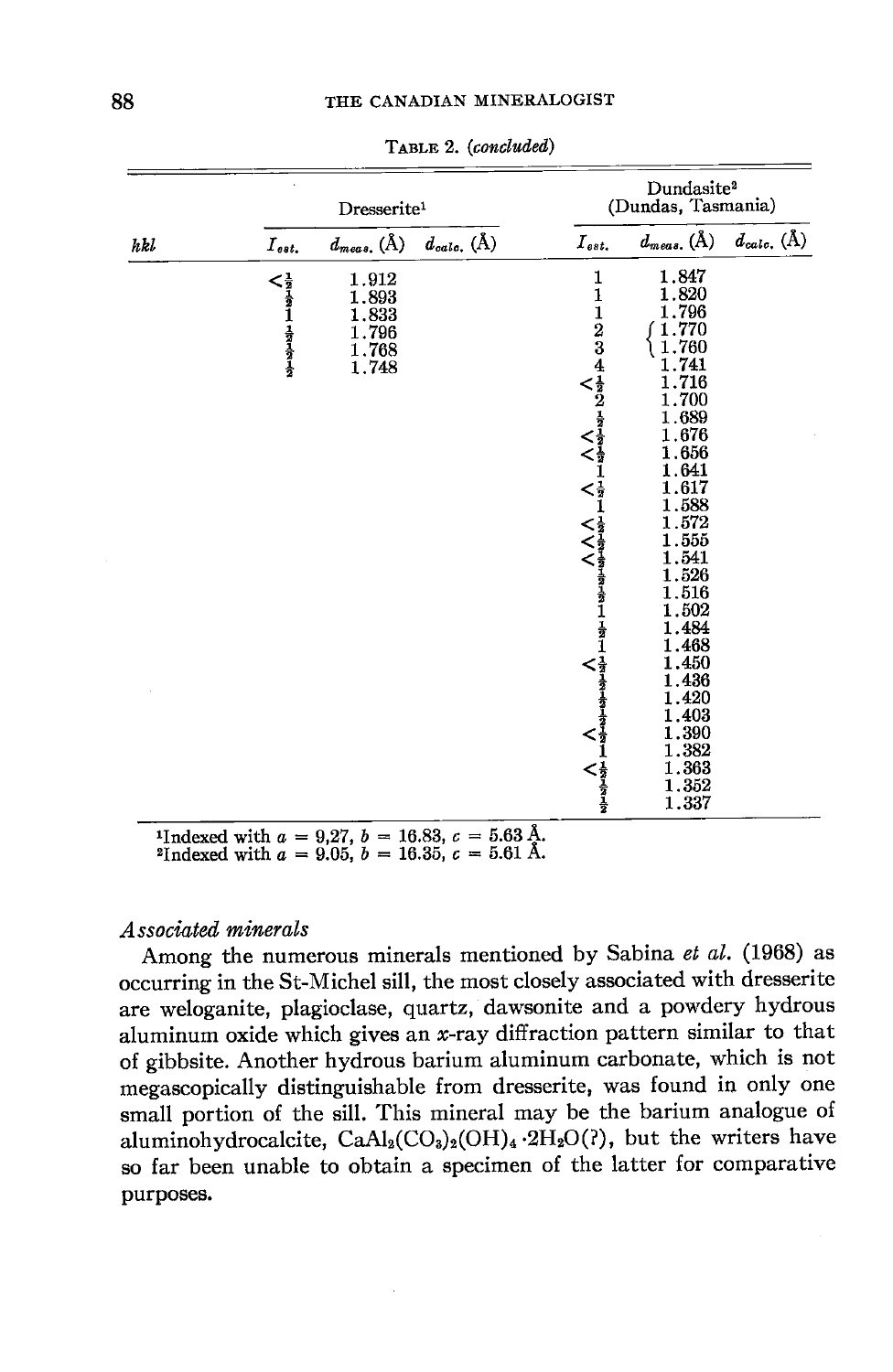TABLE 2. (*concluded*)

| | Dresserite[1] | | | Dundasite[2] (Dundas, Tasmania) | | |
|---|---|---|---|---|---|---|
| *hkl* | $I_{est.}$ | $d_{meas.}$ (Å) | $d_{calc.}$ (Å) | $I_{est.}$ | $d_{meas.}$ (Å) | $d_{calc.}$ (Å) |
| | $<\frac{1}{2}$ | 1.912 | | 1 | 1.847 | |
| | $\frac{1}{2}$ | 1.893 | | 1 | 1.820 | |
| | 1 | 1.833 | | 1 | 1.796 | |
| | $\frac{1}{2}$ | 1.796 | | 2 | 1.770 | |
| | $\frac{1}{2}$ | 1.768 | | 3 | 1.760 | |
| | $\frac{1}{2}$ | 1.748 | | 4 | 1.741 | |
| | | | | $<\frac{1}{2}$ | 1.716 | |
| | | | | 2 | 1.700 | |
| | | | | $\frac{1}{2}$ | 1.689 | |
| | | | | $<\frac{1}{2}$ | 1.676 | |
| | | | | $<\frac{1}{2}$ | 1.656 | |
| | | | | 1 | 1.641 | |
| | | | | $<\frac{1}{2}$ | 1.617 | |
| | | | | 1 | 1.588 | |
| | | | | $<\frac{1}{2}$ | 1.572 | |
| | | | | $<\frac{1}{2}$ | 1.555 | |
| | | | | $<\frac{1}{2}$ | 1.541 | |
| | | | | $\frac{1}{2}$ | 1.526 | |
| | | | | $\frac{1}{2}$ | 1.516 | |
| | | | | 1 | 1.502 | |
| | | | | $\frac{1}{2}$ | 1.484 | |
| | | | | 1 | 1.468 | |
| | | | | $<\frac{1}{2}$ | 1.450 | |
| | | | | $\frac{1}{2}$ | 1.436 | |
| | | | | $\frac{1}{2}$ | 1.420 | |
| | | | | $\frac{1}{2}$ | 1.403 | |
| | | | | $<\frac{1}{2}$ | 1.390 | |
| | | | | 1 | 1.382 | |
| | | | | $<\frac{1}{2}$ | 1.363 | |
| | | | | $\frac{1}{2}$ | 1.352 | |
| | | | | $\frac{1}{2}$ | 1.337 | |

[1]Indexed with $a$ = 9,27, $b$ = 16.83, $c$ = 5.63 Å.
[2]Indexed with $a$ = 9.05, $b$ = 16.35, $c$ = 5.61 Å.

### *Associated minerals*

Among the numerous minerals mentioned by Sabina *et al.* (1968) as occurring in the St-Michel sill, the most closely associated with dresserite are weloganite, plagioclase, quartz, dawsonite and a powdery hydrous aluminum oxide which gives an *x*-ray diffraction pattern similar to that of gibbsite. Another hydrous barium aluminum carbonate, which is not megascopically distinguishable from dresserite, was found in only one small portion of the sill. This mineral may be the barium analogue of aluminohydrocalcite, $CaAl_2(CO_3)_2(OH)_4 \cdot 2H_2O$(?), but the writers have so far been unable to obtain a specimen of the latter for comparative purposes.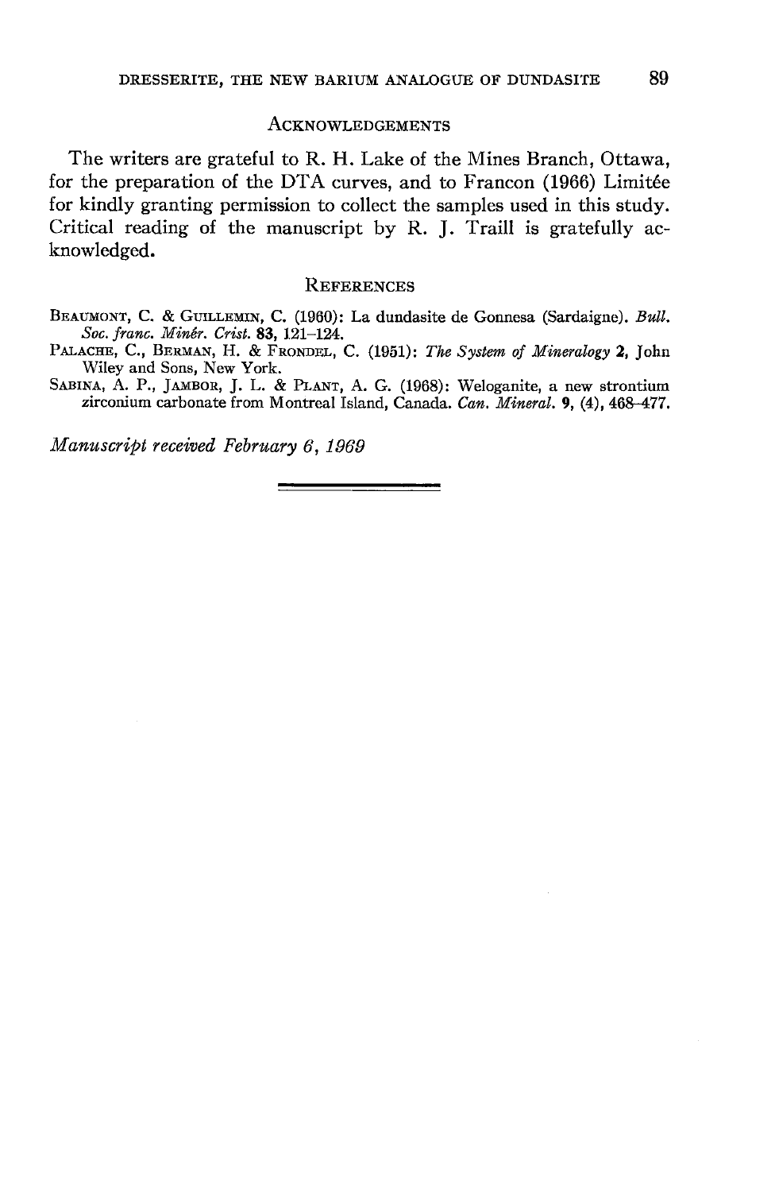## Acknowledgements

The writers are grateful to R. H. Lake of the Mines Branch, Ottawa, for the preparation of the DTA curves, and to Francon (1966) Limitée for kindly granting permission to collect the samples used in this study. Critical reading of the manuscript by R. J. Traill is gratefully acknowledged.

## References

Beaumont, C. & Guillemin, C. (1960): La dundasite de Gonnesa (Sardaigne). *Bull. Soc. franc. Minér. Crist.* **83**, 121–124.

Palache, C., Berman, H. & Frondel, C. (1951): *The System of Mineralogy* **2**, John Wiley and Sons, New York.

Sabina, A. P., Jambor, J. L. & Plant, A. G. (1968): Weloganite, a new strontium zirconium carbonate from Montreal Island, Canada. *Can. Mineral.* **9**, (4), 468–477.

*Manuscript received February 6, 1969*